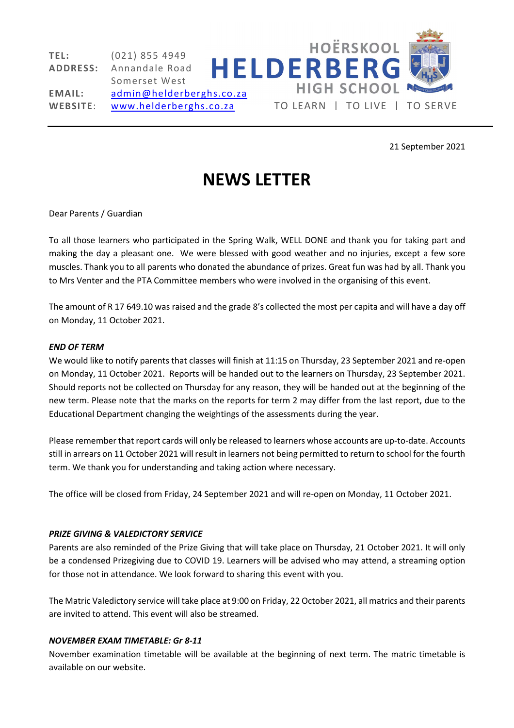TEL: (021) 855 4949
ADDRESS: Annandale Road
Somerset West
EMAIL: admin@helderberghs.co.za
WEBSITE: www.helderberghs.co.za

HOËRSKOOL
**HELDERBERG**
HIGH SCHOOL

TO LEARN | TO LIVE | TO SERVE

---

21 September 2021

# NEWS LETTER

Dear Parents / Guardian

To all those learners who participated in the Spring Walk, WELL DONE and thank you for taking part and making the day a pleasant one. We were blessed with good weather and no injuries, except a few sore muscles. Thank you to all parents who donated the abundance of prizes. Great fun was had by all. Thank you to Mrs Venter and the PTA Committee members who were involved in the organising of this event.

The amount of R 17 649.10 was raised and the grade 8's collected the most per capita and will have a day off on Monday, 11 October 2021.

***END OF TERM***

We would like to notify parents that classes will finish at 11:15 on Thursday, 23 September 2021 and re-open on Monday, 11 October 2021. Reports will be handed out to the learners on Thursday, 23 September 2021. Should reports not be collected on Thursday for any reason, they will be handed out at the beginning of the new term. Please note that the marks on the reports for term 2 may differ from the last report, due to the Educational Department changing the weightings of the assessments during the year.

Please remember that report cards will only be released to learners whose accounts are up-to-date. Accounts still in arrears on 11 October 2021 will result in learners not being permitted to return to school for the fourth term. We thank you for understanding and taking action where necessary.

The office will be closed from Friday, 24 September 2021 and will re-open on Monday, 11 October 2021.

***PRIZE GIVING & VALEDICTORY SERVICE***

Parents are also reminded of the Prize Giving that will take place on Thursday, 21 October 2021. It will only be a condensed Prizegiving due to COVID 19. Learners will be advised who may attend, a streaming option for those not in attendance. We look forward to sharing this event with you.

The Matric Valedictory service will take place at 9:00 on Friday, 22 October 2021, all matrics and their parents are invited to attend. This event will also be streamed.

***NOVEMBER EXAM TIMETABLE: Gr 8-11***

November examination timetable will be available at the beginning of next term. The matric timetable is available on our website.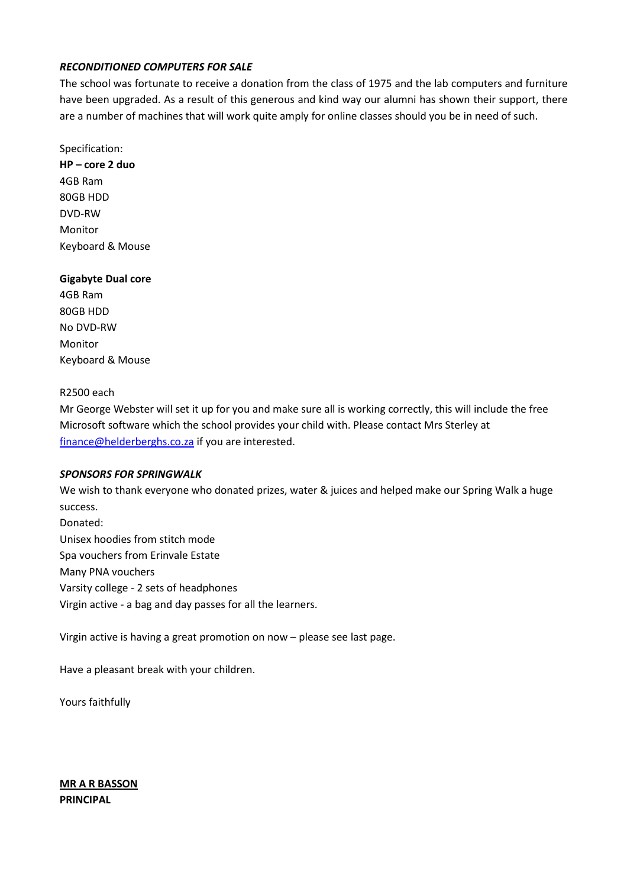### ***RECONDITIONED COMPUTERS FOR SALE***

The school was fortunate to receive a donation from the class of 1975 and the lab computers and furniture have been upgraded. As a result of this generous and kind way our alumni has shown their support, there are a number of machines that will work quite amply for online classes should you be in need of such.

Specification:

**HP – core 2 duo**
4GB Ram
80GB HDD
DVD-RW
Monitor
Keyboard & Mouse

**Gigabyte Dual core**
4GB Ram
80GB HDD
No DVD-RW
Monitor
Keyboard & Mouse

R2500 each

Mr George Webster will set it up for you and make sure all is working correctly, this will include the free Microsoft software which the school provides your child with. Please contact Mrs Sterley at finance@helderberghs.co.za if you are interested.

### ***SPONSORS FOR SPRINGWALK***

We wish to thank everyone who donated prizes, water & juices and helped make our Spring Walk a huge success.

Donated:
Unisex hoodies from stitch mode
Spa vouchers from Erinvale Estate
Many PNA vouchers
Varsity college - 2 sets of headphones
Virgin active - a bag and day passes for all the learners.

Virgin active is having a great promotion on now – please see last page.

Have a pleasant break with your children.

Yours faithfully

**MR A R BASSON**
**PRINCIPAL**